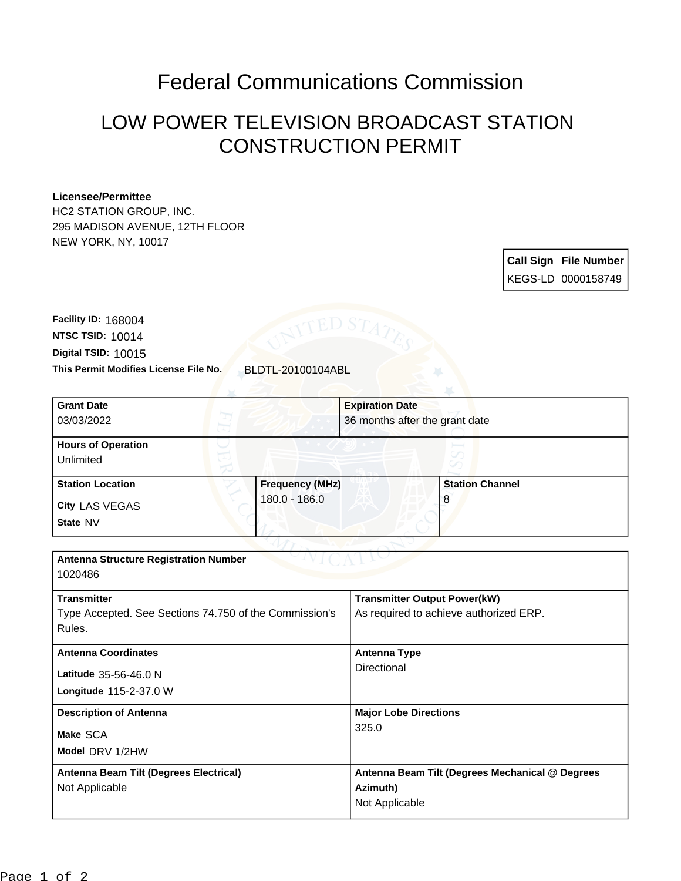# Federal Communications Commission

## LOW POWER TELEVISION BROADCAST STATION CONSTRUCTION PERMIT

**Licensee/Permittee**
HC2 STATION GROUP, INC.
295 MADISON AVENUE, 12TH FLOOR
NEW YORK, NY, 10017

| Call Sign | File Number |
|---|---|
| KEGS-LD | 0000158749 |

**Facility ID:** 168004
**NTSC TSID:** 10014
**Digital TSID:** 10015
**This Permit Modifies License File No.** BLDTL-20100104ABL

| Grant Date | Expiration Date |
|---|---|
| 03/03/2022 | 36 months after the grant date |

| Hours of Operation |
|---|
| Unlimited |

| Station Location | Frequency (MHz) | Station Channel |
|---|---|---|
| City LAS VEGAS<br>State NV | 180.0 - 186.0 | 8 |

| Antenna Structure Registration Number | |
|---|---|
| 1020486 | |
| **Transmitter**<br>Type Accepted. See Sections 74.750 of the Commission's Rules. | **Transmitter Output Power(kW)**<br>As required to achieve authorized ERP. |
| **Antenna Coordinates**<br>Latitude 35-56-46.0 N<br>Longitude 115-2-37.0 W | **Antenna Type**<br>Directional |
| **Description of Antenna**<br>Make SCA<br>Model DRV 1/2HW | **Major Lobe Directions**<br>325.0 |
| **Antenna Beam Tilt (Degrees Electrical)**<br>Not Applicable | **Antenna Beam Tilt (Degrees Mechanical @ Degrees Azimuth)**<br>Not Applicable |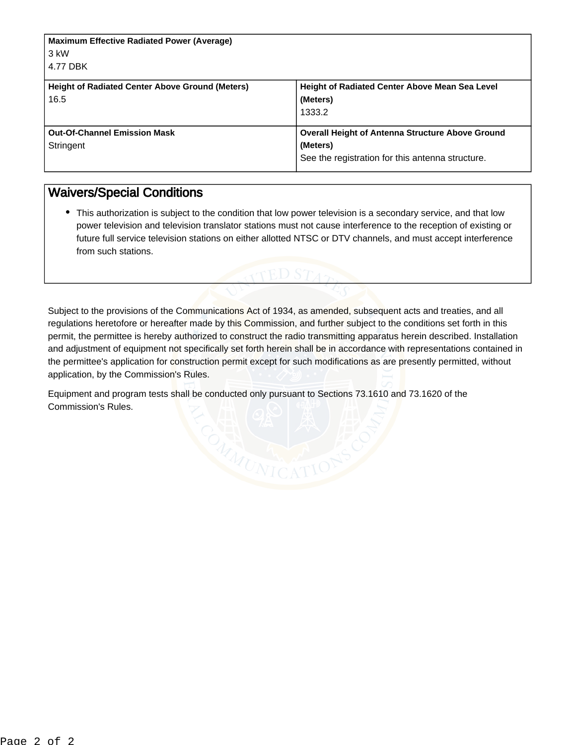| | |
|---|---|
| **Maximum Effective Radiated Power (Average)**<br>3 kW<br>4.77 DBK | |
| **Height of Radiated Center Above Ground (Meters)**<br>16.5 | **Height of Radiated Center Above Mean Sea Level (Meters)**<br>1333.2 |
| **Out-Of-Channel Emission Mask**<br>Stringent | **Overall Height of Antenna Structure Above Ground (Meters)**<br>See the registration for this antenna structure. |

## Waivers/Special Conditions

- This authorization is subject to the condition that low power television is a secondary service, and that low power television and television translator stations must not cause interference to the reception of existing or future full service television stations on either allotted NTSC or DTV channels, and must accept interference from such stations.

Subject to the provisions of the Communications Act of 1934, as amended, subsequent acts and treaties, and all regulations heretofore or hereafter made by this Commission, and further subject to the conditions set forth in this permit, the permittee is hereby authorized to construct the radio transmitting apparatus herein described. Installation and adjustment of equipment not specifically set forth herein shall be in accordance with representations contained in the permittee's application for construction permit except for such modifications as are presently permitted, without application, by the Commission's Rules.

Equipment and program tests shall be conducted only pursuant to Sections 73.1610 and 73.1620 of the Commission's Rules.